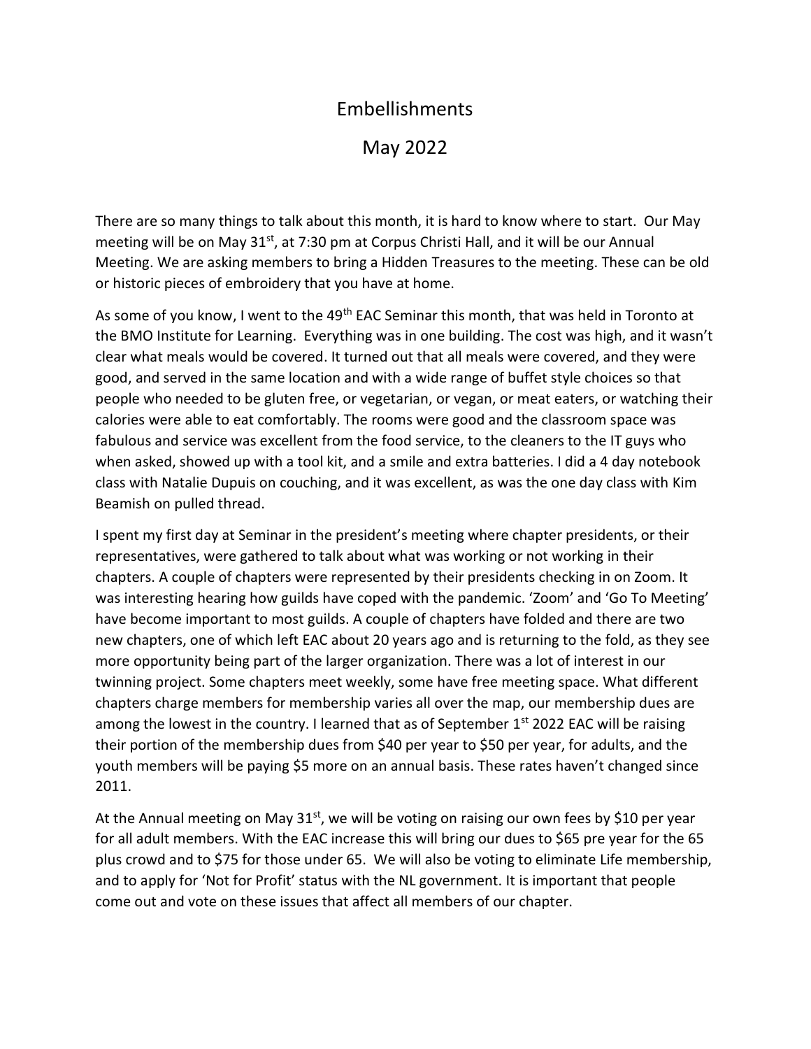# Embellishments

## May 2022

There are so many things to talk about this month, it is hard to know where to start. Our May meeting will be on May 31st, at 7:30 pm at Corpus Christi Hall, and it will be our Annual Meeting. We are asking members to bring a Hidden Treasures to the meeting. These can be old or historic pieces of embroidery that you have at home.

As some of you know, I went to the 49th EAC Seminar this month, that was held in Toronto at the BMO Institute for Learning. Everything was in one building. The cost was high, and it wasn't clear what meals would be covered. It turned out that all meals were covered, and they were good, and served in the same location and with a wide range of buffet style choices so that people who needed to be gluten free, or vegetarian, or vegan, or meat eaters, or watching their calories were able to eat comfortably. The rooms were good and the classroom space was fabulous and service was excellent from the food service, to the cleaners to the IT guys who when asked, showed up with a tool kit, and a smile and extra batteries. I did a 4 day notebook class with Natalie Dupuis on couching, and it was excellent, as was the one day class with Kim Beamish on pulled thread.

I spent my first day at Seminar in the president's meeting where chapter presidents, or their representatives, were gathered to talk about what was working or not working in their chapters. A couple of chapters were represented by their presidents checking in on Zoom. It was interesting hearing how guilds have coped with the pandemic. 'Zoom' and 'Go To Meeting' have become important to most guilds. A couple of chapters have folded and there are two new chapters, one of which left EAC about 20 years ago and is returning to the fold, as they see more opportunity being part of the larger organization. There was a lot of interest in our twinning project. Some chapters meet weekly, some have free meeting space. What different chapters charge members for membership varies all over the map, our membership dues are among the lowest in the country. I learned that as of September 1st 2022 EAC will be raising their portion of the membership dues from $40 per year to $50 per year, for adults, and the youth members will be paying $5 more on an annual basis. These rates haven't changed since 2011.

At the Annual meeting on May 31st, we will be voting on raising our own fees by $10 per year for all adult members. With the EAC increase this will bring our dues to $65 pre year for the 65 plus crowd and to $75 for those under 65. We will also be voting to eliminate Life membership, and to apply for 'Not for Profit' status with the NL government. It is important that people come out and vote on these issues that affect all members of our chapter.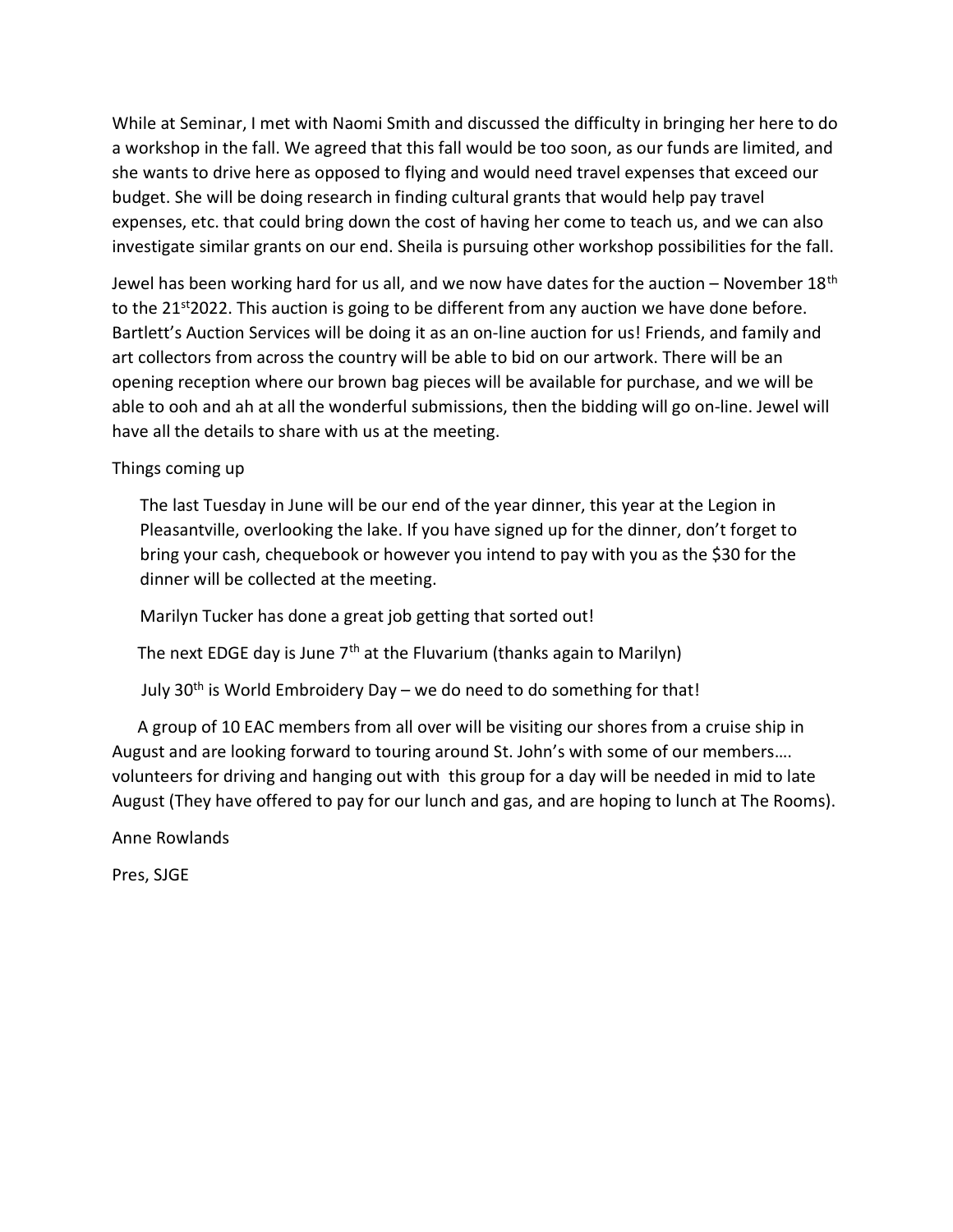While at Seminar, I met with Naomi Smith and discussed the difficulty in bringing her here to do a workshop in the fall. We agreed that this fall would be too soon, as our funds are limited, and she wants to drive here as opposed to flying and would need travel expenses that exceed our budget. She will be doing research in finding cultural grants that would help pay travel expenses, etc. that could bring down the cost of having her come to teach us, and we can also investigate similar grants on our end. Sheila is pursuing other workshop possibilities for the fall.

Jewel has been working hard for us all, and we now have dates for the auction – November 18th to the 21st 2022. This auction is going to be different from any auction we have done before. Bartlett's Auction Services will be doing it as an on-line auction for us! Friends, and family and art collectors from across the country will be able to bid on our artwork. There will be an opening reception where our brown bag pieces will be available for purchase, and we will be able to ooh and ah at all the wonderful submissions, then the bidding will go on-line. Jewel will have all the details to share with us at the meeting.

Things coming up

The last Tuesday in June will be our end of the year dinner, this year at the Legion in Pleasantville, overlooking the lake. If you have signed up for the dinner, don't forget to bring your cash, chequebook or however you intend to pay with you as the $30 for the dinner will be collected at the meeting.

Marilyn Tucker has done a great job getting that sorted out!

The next EDGE day is June 7th at the Fluvarium (thanks again to Marilyn)

July 30th is World Embroidery Day – we do need to do something for that!

A group of 10 EAC members from all over will be visiting our shores from a cruise ship in August and are looking forward to touring around St. John's with some of our members…. volunteers for driving and hanging out with this group for a day will be needed in mid to late August (They have offered to pay for our lunch and gas, and are hoping to lunch at The Rooms).

Anne Rowlands

Pres, SJGE